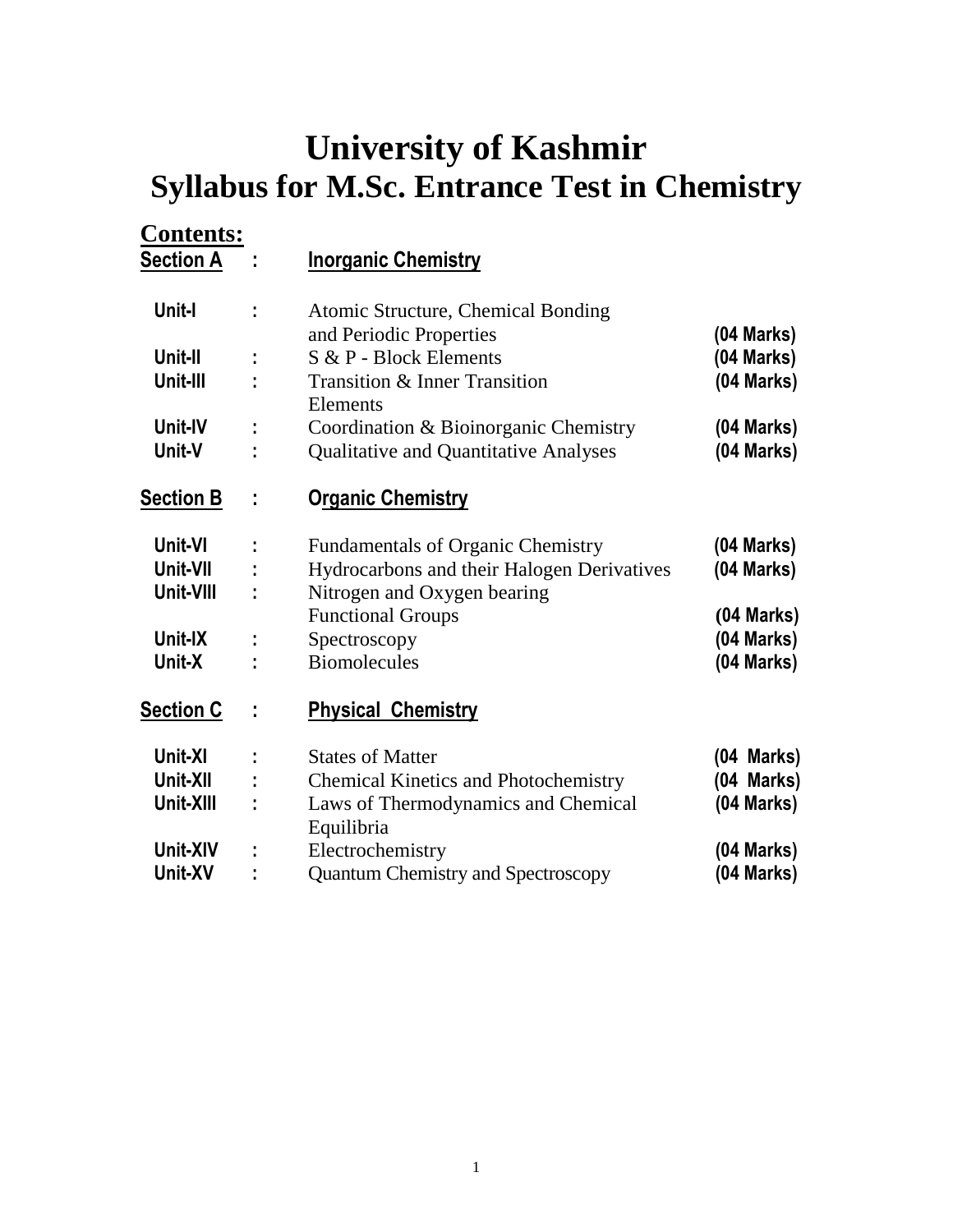# University of Kashmir
# Syllabus for M.Sc. Entrance Test in Chemistry

## Contents:

### Section A : Inorganic Chemistry

| | | | |
|---|---|---|---|
| **Unit-I** | : | Atomic Structure, Chemical Bonding and Periodic Properties | **(04 Marks)** |
| **Unit-II** | : | S & P - Block Elements | **(04 Marks)** |
| **Unit-III** | : | Transition & Inner Transition Elements | **(04 Marks)** |
| **Unit-IV** | : | Coordination & Bioinorganic Chemistry | **(04 Marks)** |
| **Unit-V** | : | Qualitative and Quantitative Analyses | **(04 Marks)** |

### Section B : Organic Chemistry

| | | | |
|---|---|---|---|
| **Unit-VI** | : | Fundamentals of Organic Chemistry | **(04 Marks)** |
| **Unit-VII** | : | Hydrocarbons and their Halogen Derivatives | **(04 Marks)** |
| **Unit-VIII** | : | Nitrogen and Oxygen bearing Functional Groups | **(04 Marks)** |
| **Unit-IX** | : | Spectroscopy | **(04 Marks)** |
| **Unit-X** | : | Biomolecules | **(04 Marks)** |

### Section C : Physical Chemistry

| | | | |
|---|---|---|---|
| **Unit-XI** | : | States of Matter | **(04 Marks)** |
| **Unit-XII** | : | Chemical Kinetics and Photochemistry | **(04 Marks)** |
| **Unit-XIII** | : | Laws of Thermodynamics and Chemical Equilibria | **(04 Marks)** |
| **Unit-XIV** | : | Electrochemistry | **(04 Marks)** |
| **Unit-XV** | : | Quantum Chemistry and Spectroscopy | **(04 Marks)** |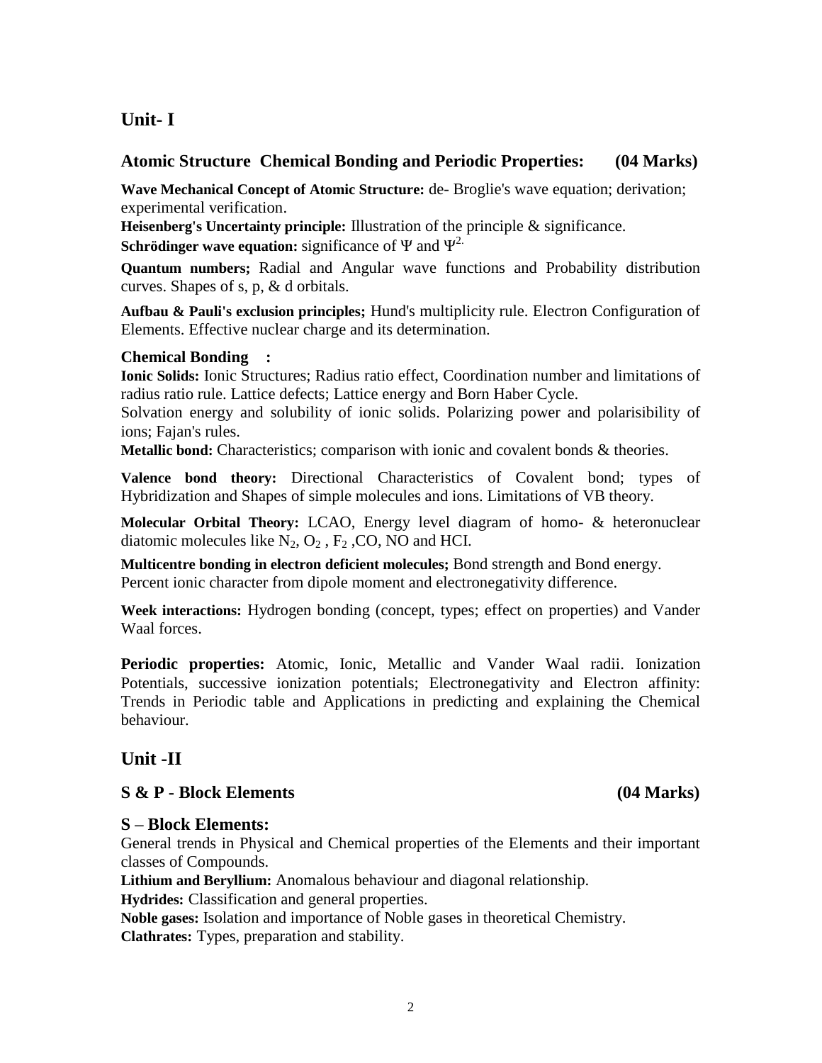## Unit- I

### Atomic Structure Chemical Bonding and Periodic Properties: (04 Marks)

**Wave Mechanical Concept of Atomic Structure:** de- Broglie's wave equation; derivation; experimental verification.

**Heisenberg's Uncertainty principle:** Illustration of the principle & significance.

**Schrödinger wave equation:** significance of $\Psi$ and $\Psi^{2.}$

**Quantum numbers;** Radial and Angular wave functions and Probability distribution curves. Shapes of s, p, & d orbitals.

**Aufbau & Pauli's exclusion principles;** Hund's multiplicity rule. Electron Configuration of Elements. Effective nuclear charge and its determination.

**Chemical Bonding :**

**Ionic Solids:** Ionic Structures; Radius ratio effect, Coordination number and limitations of radius ratio rule. Lattice defects; Lattice energy and Born Haber Cycle.

Solvation energy and solubility of ionic solids. Polarizing power and polarisibility of ions; Fajan's rules.

**Metallic bond:** Characteristics; comparison with ionic and covalent bonds & theories.

**Valence bond theory:** Directional Characteristics of Covalent bond; types of Hybridization and Shapes of simple molecules and ions. Limitations of VB theory.

**Molecular Orbital Theory:** LCAO, Energy level diagram of homo- & heteronuclear diatomic molecules like $N_2$, $O_2$ , $F_2$ ,CO, NO and HCI.

**Multicentre bonding in electron deficient molecules;** Bond strength and Bond energy. Percent ionic character from dipole moment and electronegativity difference.

**Week interactions:** Hydrogen bonding (concept, types; effect on properties) and Vander Waal forces.

**Periodic properties:** Atomic, Ionic, Metallic and Vander Waal radii. Ionization Potentials, successive ionization potentials; Electronegativity and Electron affinity: Trends in Periodic table and Applications in predicting and explaining the Chemical behaviour.

## Unit -II

### S & P - Block Elements (04 Marks)

### S – Block Elements:

General trends in Physical and Chemical properties of the Elements and their important classes of Compounds.

**Lithium and Beryllium:** Anomalous behaviour and diagonal relationship.

**Hydrides:** Classification and general properties.

**Noble gases:** Isolation and importance of Noble gases in theoretical Chemistry.

**Clathrates:** Types, preparation and stability.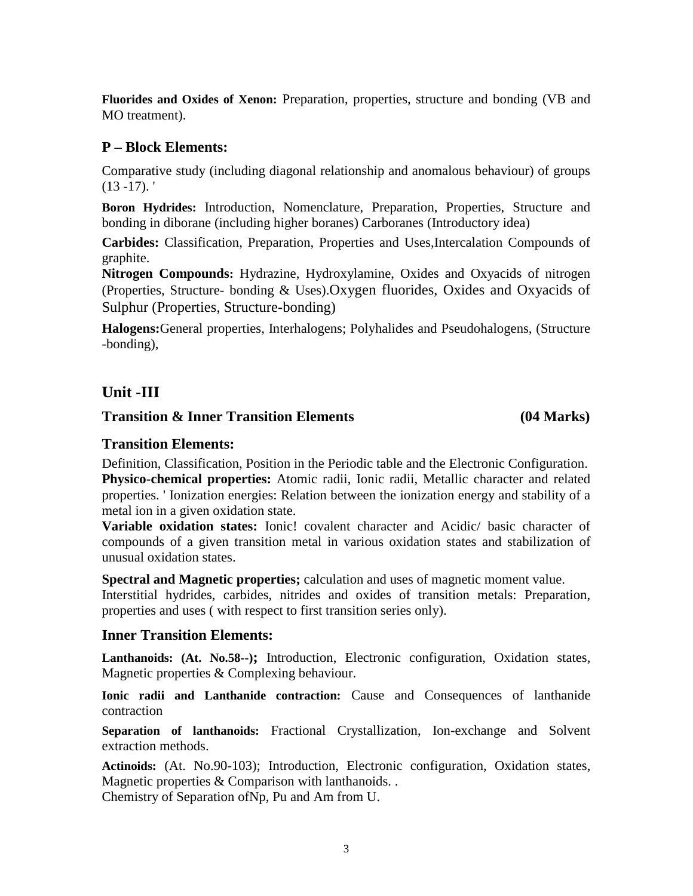**Fluorides and Oxides of Xenon:** Preparation, properties, structure and bonding (VB and MO treatment).

## P – Block Elements:

Comparative study (including diagonal relationship and anomalous behaviour) of groups (13 -17). '

**Boron Hydrides:** Introduction, Nomenclature, Preparation, Properties, Structure and bonding in diborane (including higher boranes) Carboranes (Introductory idea)

**Carbides:** Classification, Preparation, Properties and Uses,Intercalation Compounds of graphite.

**Nitrogen Compounds:** Hydrazine, Hydroxylamine, Oxides and Oxyacids of nitrogen (Properties, Structure- bonding & Uses).Oxygen fluorides, Oxides and Oxyacids of Sulphur (Properties, Structure-bonding)

**Halogens:**General properties, Interhalogens; Polyhalides and Pseudohalogens, (Structure -bonding),

## Unit -III

### Transition & Inner Transition Elements (04 Marks)

### Transition Elements:

Definition, Classification, Position in the Periodic table and the Electronic Configuration.

**Physico-chemical properties:** Atomic radii, Ionic radii, Metallic character and related properties. ' Ionization energies: Relation between the ionization energy and stability of a metal ion in a given oxidation state.

**Variable oxidation states:** Ionic! covalent character and Acidic/ basic character of compounds of a given transition metal in various oxidation states and stabilization of unusual oxidation states.

**Spectral and Magnetic properties;** calculation and uses of magnetic moment value.

Interstitial hydrides, carbides, nitrides and oxides of transition metals: Preparation, properties and uses ( with respect to first transition series only).

### Inner Transition Elements:

**Lanthanoids: (At. No.58--);** Introduction, Electronic configuration, Oxidation states, Magnetic properties & Complexing behaviour.

**Ionic radii and Lanthanide contraction:** Cause and Consequences of lanthanide contraction

**Separation of lanthanoids:** Fractional Crystallization, Ion-exchange and Solvent extraction methods.

**Actinoids:** (At. No.90-103); Introduction, Electronic configuration, Oxidation states, Magnetic properties & Comparison with lanthanoids. .

Chemistry of Separation ofNp, Pu and Am from U.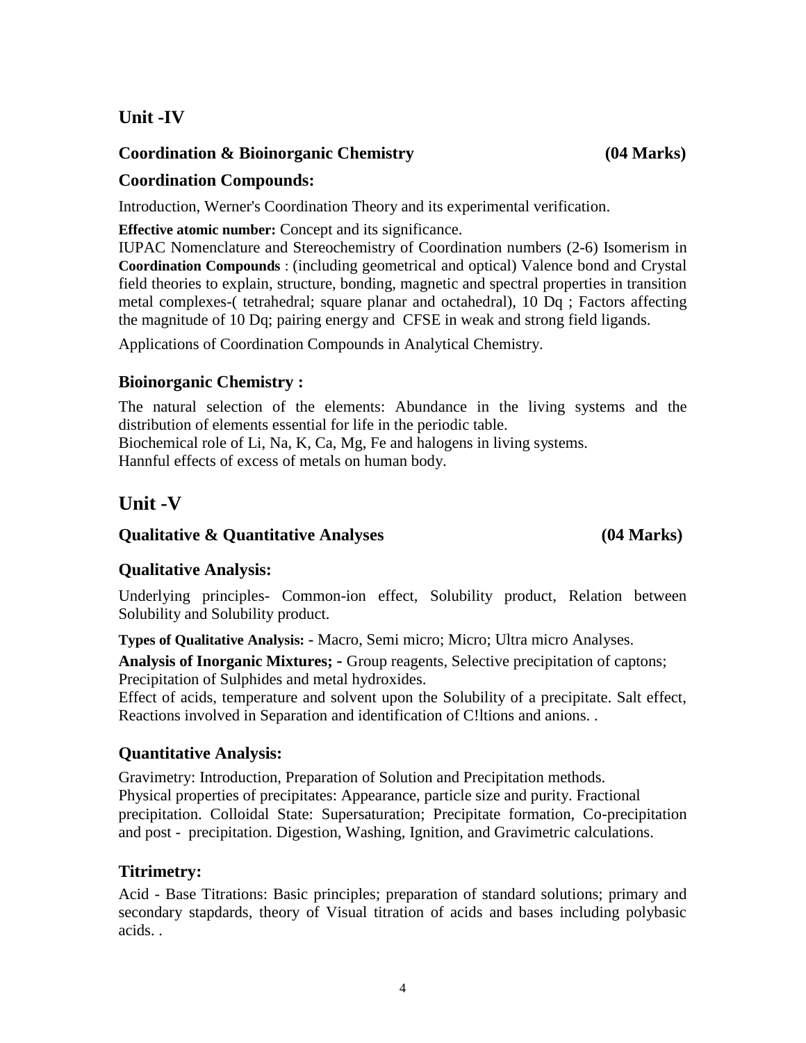## Unit -IV

### Coordination & Bioinorganic Chemistry (04 Marks)

### Coordination Compounds:

Introduction, Werner's Coordination Theory and its experimental verification.

**Effective atomic number:** Concept and its significance.
IUPAC Nomenclature and Stereochemistry of Coordination numbers (2-6) Isomerism in **Coordination Compounds** : (including geometrical and optical) Valence bond and Crystal field theories to explain, structure, bonding, magnetic and spectral properties in transition metal complexes-( tetrahedral; square planar and octahedral), 10 Dq ; Factors affecting the magnitude of 10 Dq; pairing energy and CFSE in weak and strong field ligands.

Applications of Coordination Compounds in Analytical Chemistry.

### Bioinorganic Chemistry :

The natural selection of the elements: Abundance in the living systems and the distribution of elements essential for life in the periodic table.
Biochemical role of Li, Na, K, Ca, Mg, Fe and halogens in living systems.
Hannful effects of excess of metals on human body.

## Unit -V

### Qualitative & Quantitative Analyses (04 Marks)

### Qualitative Analysis:

Underlying principles- Common-ion effect, Solubility product, Relation between Solubility and Solubility product.

**Types of Qualitative Analysis: -** Macro, Semi micro; Micro; Ultra micro Analyses.

**Analysis of Inorganic Mixtures; -** Group reagents, Selective precipitation of captons; Precipitation of Sulphides and metal hydroxides.
Effect of acids, temperature and solvent upon the Solubility of a precipitate. Salt effect, Reactions involved in Separation and identification of C!ltions and anions. .

### Quantitative Analysis:

Gravimetry: Introduction, Preparation of Solution and Precipitation methods.
Physical properties of precipitates: Appearance, particle size and purity. Fractional precipitation. Colloidal State: Supersaturation; Precipitate formation, Co-precipitation and post - precipitation. Digestion, Washing, Ignition, and Gravimetric calculations.

### Titrimetry:

Acid - Base Titrations: Basic principles; preparation of standard solutions; primary and secondary stapdards, theory of Visual titration of acids and bases including polybasic acids. .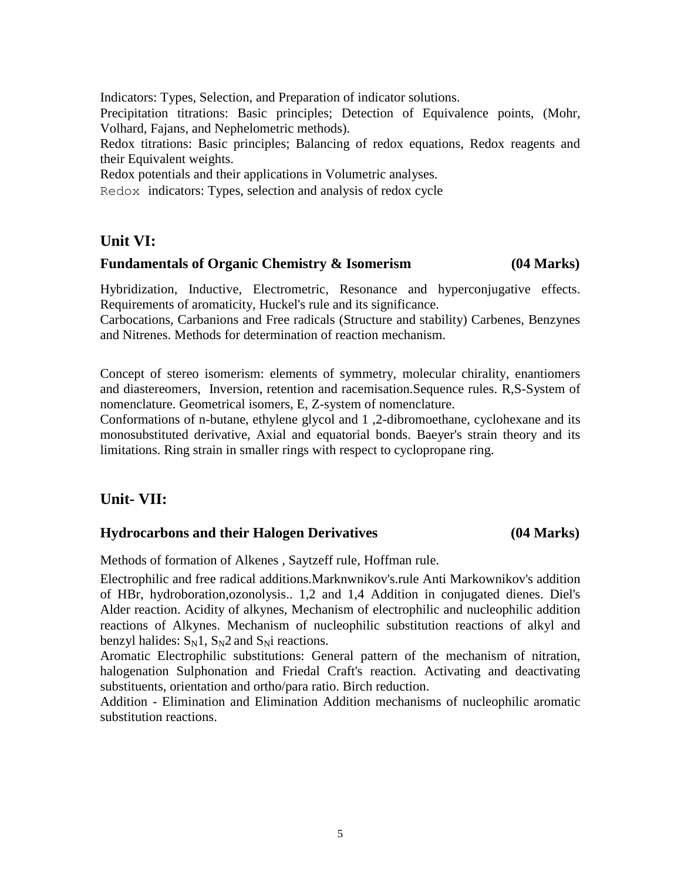Indicators: Types, Selection, and Preparation of indicator solutions.

Precipitation titrations: Basic principles; Detection of Equivalence points, (Mohr, Volhard, Fajans, and Nephelometric methods).

Redox titrations: Basic principles; Balancing of redox equations, Redox reagents and their Equivalent weights.

Redox potentials and their applications in Volumetric analyses.

Redox indicators: Types, selection and analysis of redox cycle

## Unit VI:

### Fundamentals of Organic Chemistry & Isomerism (04 Marks)

Hybridization, Inductive, Electrometric, Resonance and hyperconjugative effects. Requirements of aromaticity, Huckel's rule and its significance.

Carbocations, Carbanions and Free radicals (Structure and stability) Carbenes, Benzynes and Nitrenes. Methods for determination of reaction mechanism.

Concept of stereo isomerism: elements of symmetry, molecular chirality, enantiomers and diastereomers, Inversion, retention and racemisation.Sequence rules. R,S-System of nomenclature. Geometrical isomers, E, Z-system of nomenclature.

Conformations of n-butane, ethylene glycol and 1 ,2-dibromoethane, cyclohexane and its monosubstituted derivative, Axial and equatorial bonds. Baeyer's strain theory and its limitations. Ring strain in smaller rings with respect to cyclopropane ring.

## Unit- VII:

### Hydrocarbons and their Halogen Derivatives (04 Marks)

Methods of formation of Alkenes , Saytzeff rule, Hoffman rule.

Electrophilic and free radical additions.Marknwnikov's.rule Anti Markownikov's addition of HBr, hydroboration,ozonolysis.. 1,2 and 1,4 Addition in conjugated dienes. Diel's Alder reaction. Acidity of alkynes, Mechanism of electrophilic and nucleophilic addition reactions of Alkynes. Mechanism of nucleophilic substitution reactions of alkyl and benzyl halides: $S_N1$, $S_N2$ and $S_Ni$ reactions.

Aromatic Electrophilic substitutions: General pattern of the mechanism of nitration, halogenation Sulphonation and Friedal Craft's reaction. Activating and deactivating substituents, orientation and ortho/para ratio. Birch reduction.

Addition - Elimination and Elimination Addition mechanisms of nucleophilic aromatic substitution reactions.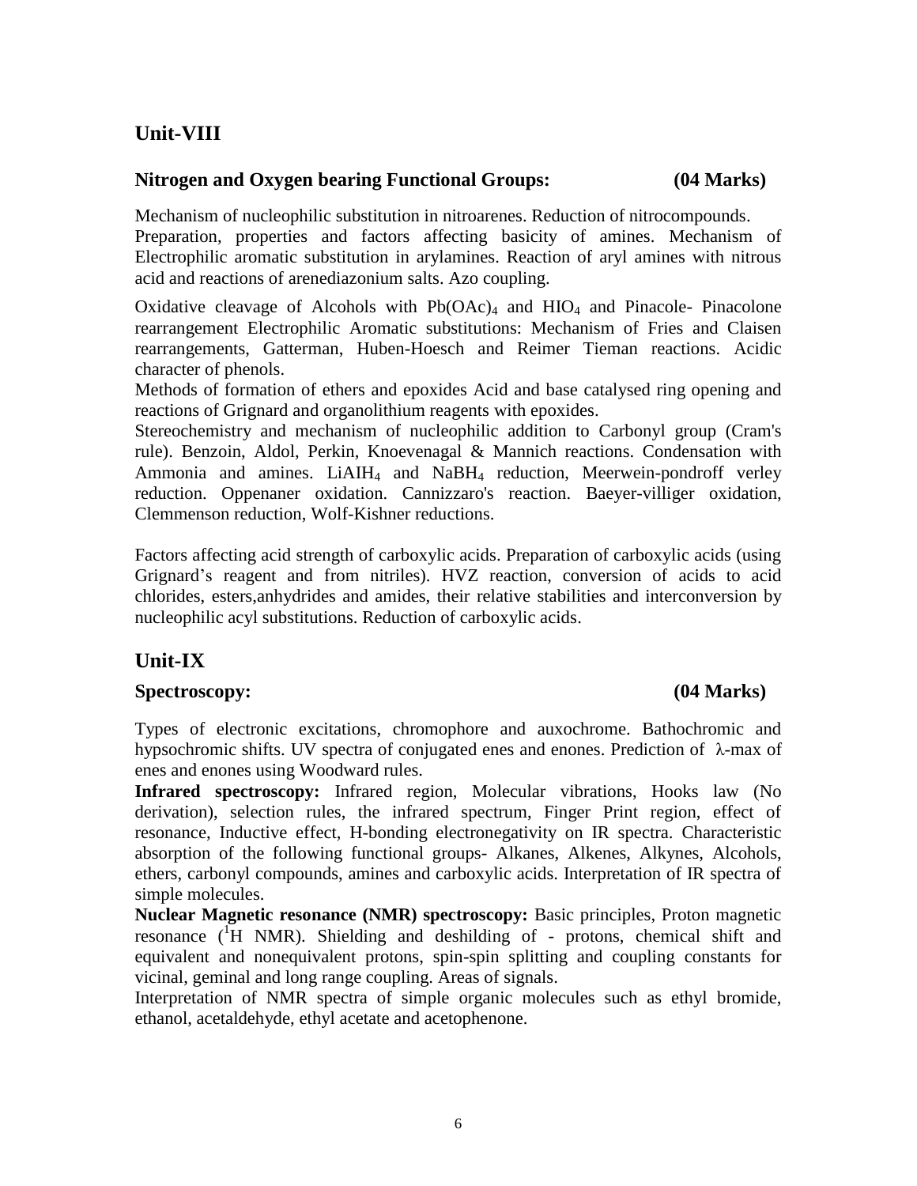## Unit-VIII

### Nitrogen and Oxygen bearing Functional Groups: (04 Marks)

Mechanism of nucleophilic substitution in nitroarenes. Reduction of nitrocompounds. Preparation, properties and factors affecting basicity of amines. Mechanism of Electrophilic aromatic substitution in arylamines. Reaction of aryl amines with nitrous acid and reactions of arenediazonium salts. Azo coupling.

Oxidative cleavage of Alcohols with $Pb(OAc)_4$ and $HIO_4$ and Pinacole- Pinacolone rearrangement Electrophilic Aromatic substitutions: Mechanism of Fries and Claisen rearrangements, Gatterman, Huben-Hoesch and Reimer Tieman reactions. Acidic character of phenols.

Methods of formation of ethers and epoxides Acid and base catalysed ring opening and reactions of Grignard and organolithium reagents with epoxides.

Stereochemistry and mechanism of nucleophilic addition to Carbonyl group (Cram's rule). Benzoin, Aldol, Perkin, Knoevenagal & Mannich reactions. Condensation with Ammonia and amines. $LiAIH_4$ and $NaBH_4$ reduction, Meerwein-pondroff verley reduction. Oppenaner oxidation. Cannizzaro's reaction. Baeyer-villiger oxidation, Clemmenson reduction, Wolf-Kishner reductions.

Factors affecting acid strength of carboxylic acids. Preparation of carboxylic acids (using Grignard's reagent and from nitriles). HVZ reaction, conversion of acids to acid chlorides, esters,anhydrides and amides, their relative stabilities and interconversion by nucleophilic acyl substitutions. Reduction of carboxylic acids.

## Unit-IX

### Spectroscopy: (04 Marks)

Types of electronic excitations, chromophore and auxochrome. Bathochromic and hypsochromic shifts. UV spectra of conjugated enes and enones. Prediction of $\lambda$-max of enes and enones using Woodward rules.

**Infrared spectroscopy:** Infrared region, Molecular vibrations, Hooks law (No derivation), selection rules, the infrared spectrum, Finger Print region, effect of resonance, Inductive effect, H-bonding electronegativity on IR spectra. Characteristic absorption of the following functional groups- Alkanes, Alkenes, Alkynes, Alcohols, ethers, carbonyl compounds, amines and carboxylic acids. Interpretation of IR spectra of simple molecules.

**Nuclear Magnetic resonance (NMR) spectroscopy:** Basic principles, Proton magnetic resonance ($^{1}H$ NMR). Shielding and deshilding of - protons, chemical shift and equivalent and nonequivalent protons, spin-spin splitting and coupling constants for vicinal, geminal and long range coupling. Areas of signals.

Interpretation of NMR spectra of simple organic molecules such as ethyl bromide, ethanol, acetaldehyde, ethyl acetate and acetophenone.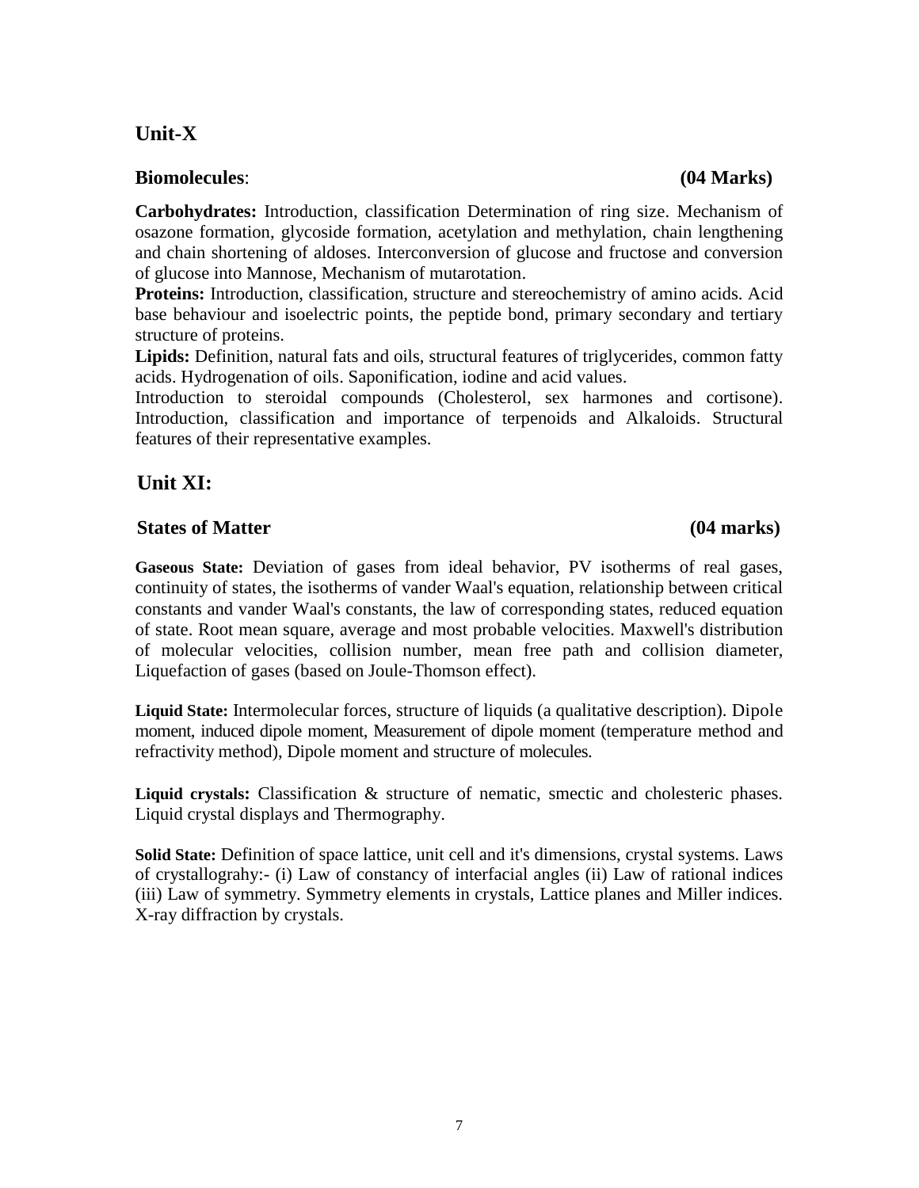## Unit-X

**Biomolecules**: **(04 Marks)**

**Carbohydrates:** Introduction, classification Determination of ring size. Mechanism of osazone formation, glycoside formation, acetylation and methylation, chain lengthening and chain shortening of aldoses. Interconversion of glucose and fructose and conversion of glucose into Mannose, Mechanism of mutarotation.

**Proteins:** Introduction, classification, structure and stereochemistry of amino acids. Acid base behaviour and isoelectric points, the peptide bond, primary secondary and tertiary structure of proteins.

**Lipids:** Definition, natural fats and oils, structural features of triglycerides, common fatty acids. Hydrogenation of oils. Saponification, iodine and acid values.

Introduction to steroidal compounds (Cholesterol, sex harmones and cortisone). Introduction, classification and importance of terpenoids and Alkaloids. Structural features of their representative examples.

## Unit XI:

**States of Matter** **(04 marks)**

**Gaseous State:** Deviation of gases from ideal behavior, PV isotherms of real gases, continuity of states, the isotherms of vander Waal's equation, relationship between critical constants and vander Waal's constants, the law of corresponding states, reduced equation of state. Root mean square, average and most probable velocities. Maxwell's distribution of molecular velocities, collision number, mean free path and collision diameter, Liquefaction of gases (based on Joule-Thomson effect).

**Liquid State:** Intermolecular forces, structure of liquids (a qualitative description). Dipole moment, induced dipole moment, Measurement of dipole moment (temperature method and refractivity method), Dipole moment and structure of molecules.

**Liquid crystals:** Classification & structure of nematic, smectic and cholesteric phases. Liquid crystal displays and Thermography.

**Solid State:** Definition of space lattice, unit cell and it's dimensions, crystal systems. Laws of crystallograhy:- (i) Law of constancy of interfacial angles (ii) Law of rational indices (iii) Law of symmetry. Symmetry elements in crystals, Lattice planes and Miller indices. X-ray diffraction by crystals.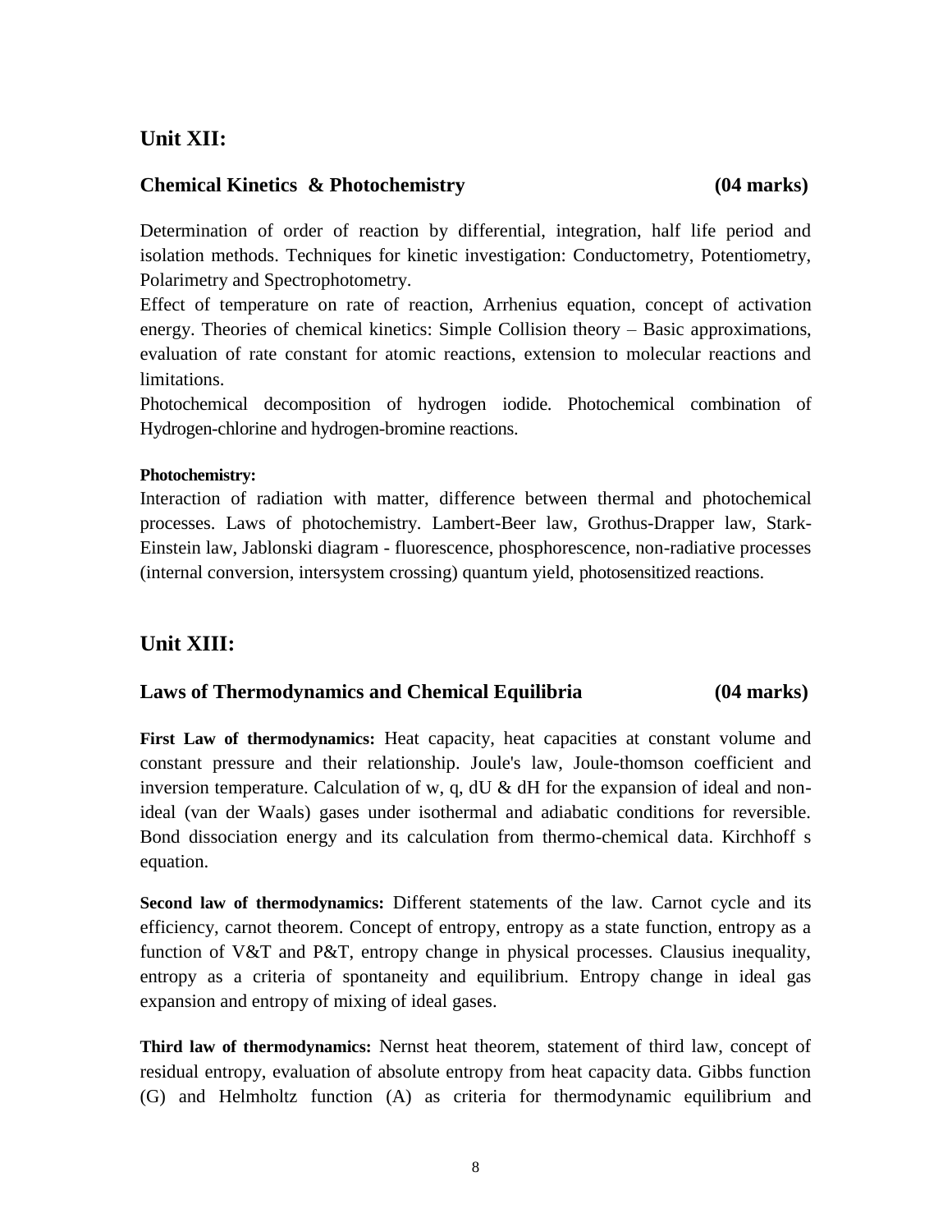## Unit XII:

### Chemical Kinetics & Photochemistry (04 marks)

Determination of order of reaction by differential, integration, half life period and isolation methods. Techniques for kinetic investigation: Conductometry, Potentiometry, Polarimetry and Spectrophotometry.

Effect of temperature on rate of reaction, Arrhenius equation, concept of activation energy. Theories of chemical kinetics: Simple Collision theory – Basic approximations, evaluation of rate constant for atomic reactions, extension to molecular reactions and limitations.

Photochemical decomposition of hydrogen iodide. Photochemical combination of Hydrogen-chlorine and hydrogen-bromine reactions.

**Photochemistry:**

Interaction of radiation with matter, difference between thermal and photochemical processes. Laws of photochemistry. Lambert-Beer law, Grothus-Drapper law, Stark-Einstein law, Jablonski diagram - fluorescence, phosphorescence, non-radiative processes (internal conversion, intersystem crossing) quantum yield, photosensitized reactions.

## Unit XIII:

### Laws of Thermodynamics and Chemical Equilibria (04 marks)

**First Law of thermodynamics:** Heat capacity, heat capacities at constant volume and constant pressure and their relationship. Joule's law, Joule-thomson coefficient and inversion temperature. Calculation of w, q, dU & dH for the expansion of ideal and non-ideal (van der Waals) gases under isothermal and adiabatic conditions for reversible. Bond dissociation energy and its calculation from thermo-chemical data. Kirchhoff s equation.

**Second law of thermodynamics:** Different statements of the law. Carnot cycle and its efficiency, carnot theorem. Concept of entropy, entropy as a state function, entropy as a function of V&T and P&T, entropy change in physical processes. Clausius inequality, entropy as a criteria of spontaneity and equilibrium. Entropy change in ideal gas expansion and entropy of mixing of ideal gases.

**Third law of thermodynamics:** Nernst heat theorem, statement of third law, concept of residual entropy, evaluation of absolute entropy from heat capacity data. Gibbs function (G) and Helmholtz function (A) as criteria for thermodynamic equilibrium and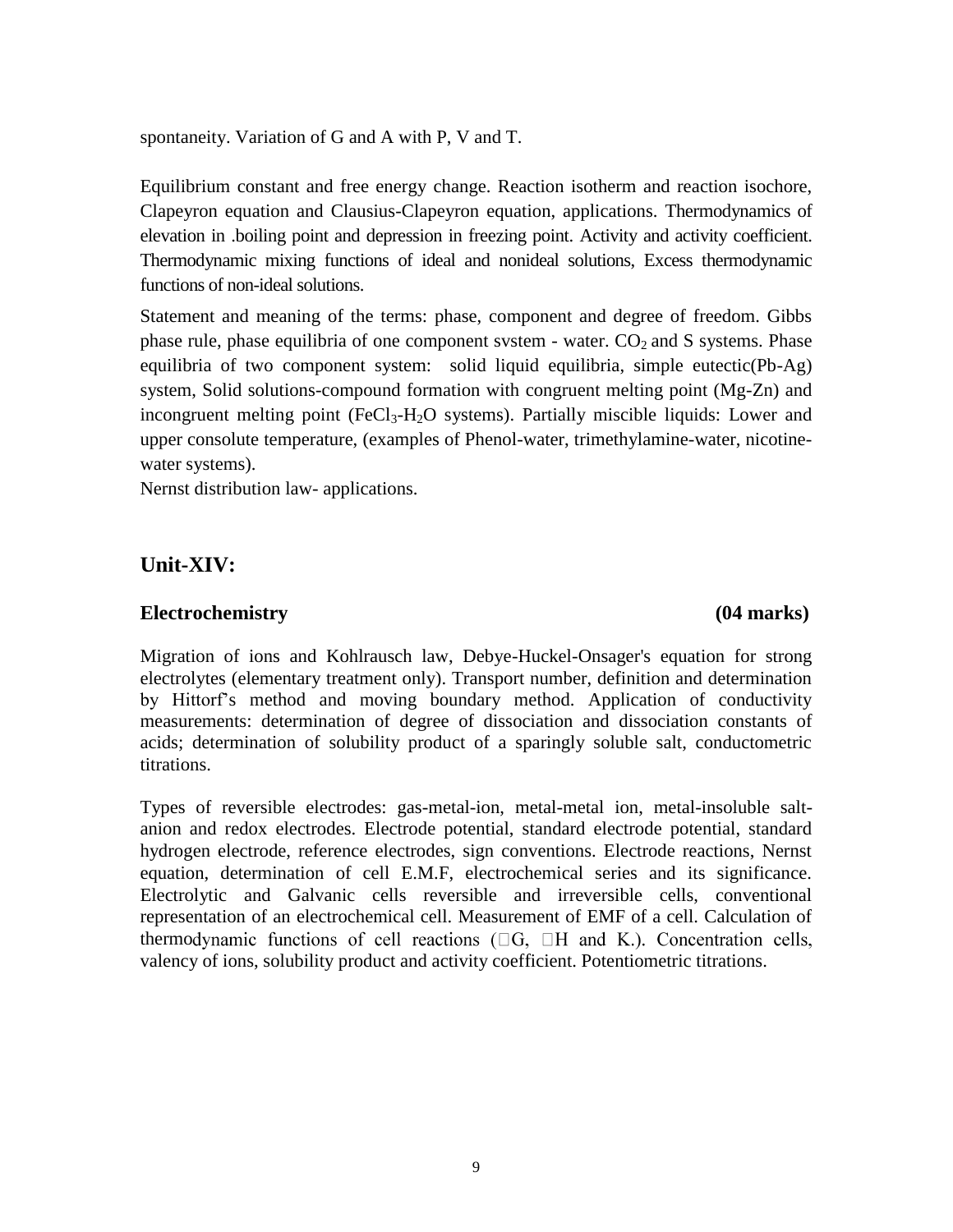spontaneity. Variation of G and A with P, V and T.

Equilibrium constant and free energy change. Reaction isotherm and reaction isochore, Clapeyron equation and Clausius-Clapeyron equation, applications. Thermodynamics of elevation in .boiling point and depression in freezing point. Activity and activity coefficient. Thermodynamic mixing functions of ideal and nonideal solutions, Excess thermodynamic functions of non-ideal solutions.

Statement and meaning of the terms: phase, component and degree of freedom. Gibbs phase rule, phase equilibria of one component svstem - water. $CO_2$ and S systems. Phase equilibria of two component system: solid liquid equilibria, simple eutectic(Pb-Ag) system, Solid solutions-compound formation with congruent melting point (Mg-Zn) and incongruent melting point ($FeCl_3$-$H_2O$ systems). Partially miscible liquids: Lower and upper consolute temperature, (examples of Phenol-water, trimethylamine-water, nicotine-water systems).
Nernst distribution law- applications.

## Unit-XIV:

### Electrochemistry (04 marks)

Migration of ions and Kohlrausch law, Debye-Huckel-Onsager's equation for strong electrolytes (elementary treatment only). Transport number, definition and determination by Hittorf's method and moving boundary method. Application of conductivity measurements: determination of degree of dissociation and dissociation constants of acids; determination of solubility product of a sparingly soluble salt, conductometric titrations.

Types of reversible electrodes: gas-metal-ion, metal-metal ion, metal-insoluble salt-anion and redox electrodes. Electrode potential, standard electrode potential, standard hydrogen electrode, reference electrodes, sign conventions. Electrode reactions, Nernst equation, determination of cell E.M.F, electrochemical series and its significance. Electrolytic and Galvanic cells reversible and irreversible cells, conventional representation of an electrochemical cell. Measurement of EMF of a cell. Calculation of thermodynamic functions of cell reactions ($\Delta G$, $\Delta H$ and K.). Concentration cells, valency of ions, solubility product and activity coefficient. Potentiometric titrations.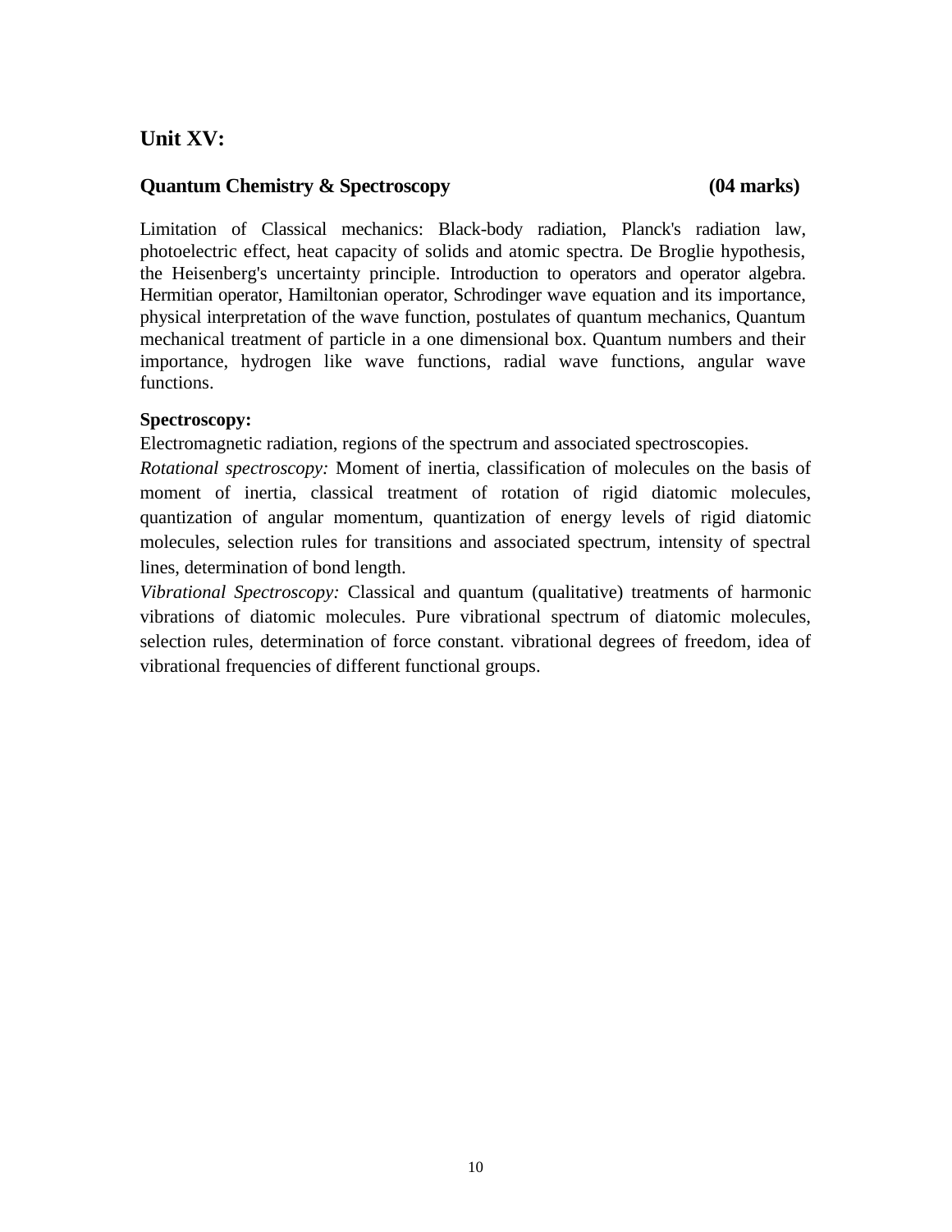## Unit XV:

### Quantum Chemistry & Spectroscopy (04 marks)

Limitation of Classical mechanics: Black-body radiation, Planck's radiation law, photoelectric effect, heat capacity of solids and atomic spectra. De Broglie hypothesis, the Heisenberg's uncertainty principle. Introduction to operators and operator algebra. Hermitian operator, Hamiltonian operator, Schrodinger wave equation and its importance, physical interpretation of the wave function, postulates of quantum mechanics, Quantum mechanical treatment of particle in a one dimensional box. Quantum numbers and their importance, hydrogen like wave functions, radial wave functions, angular wave functions.

**Spectroscopy:**

Electromagnetic radiation, regions of the spectrum and associated spectroscopies.

*Rotational spectroscopy:* Moment of inertia, classification of molecules on the basis of moment of inertia, classical treatment of rotation of rigid diatomic molecules, quantization of angular momentum, quantization of energy levels of rigid diatomic molecules, selection rules for transitions and associated spectrum, intensity of spectral lines, determination of bond length.

*Vibrational Spectroscopy:* Classical and quantum (qualitative) treatments of harmonic vibrations of diatomic molecules. Pure vibrational spectrum of diatomic molecules, selection rules, determination of force constant. vibrational degrees of freedom, idea of vibrational frequencies of different functional groups.